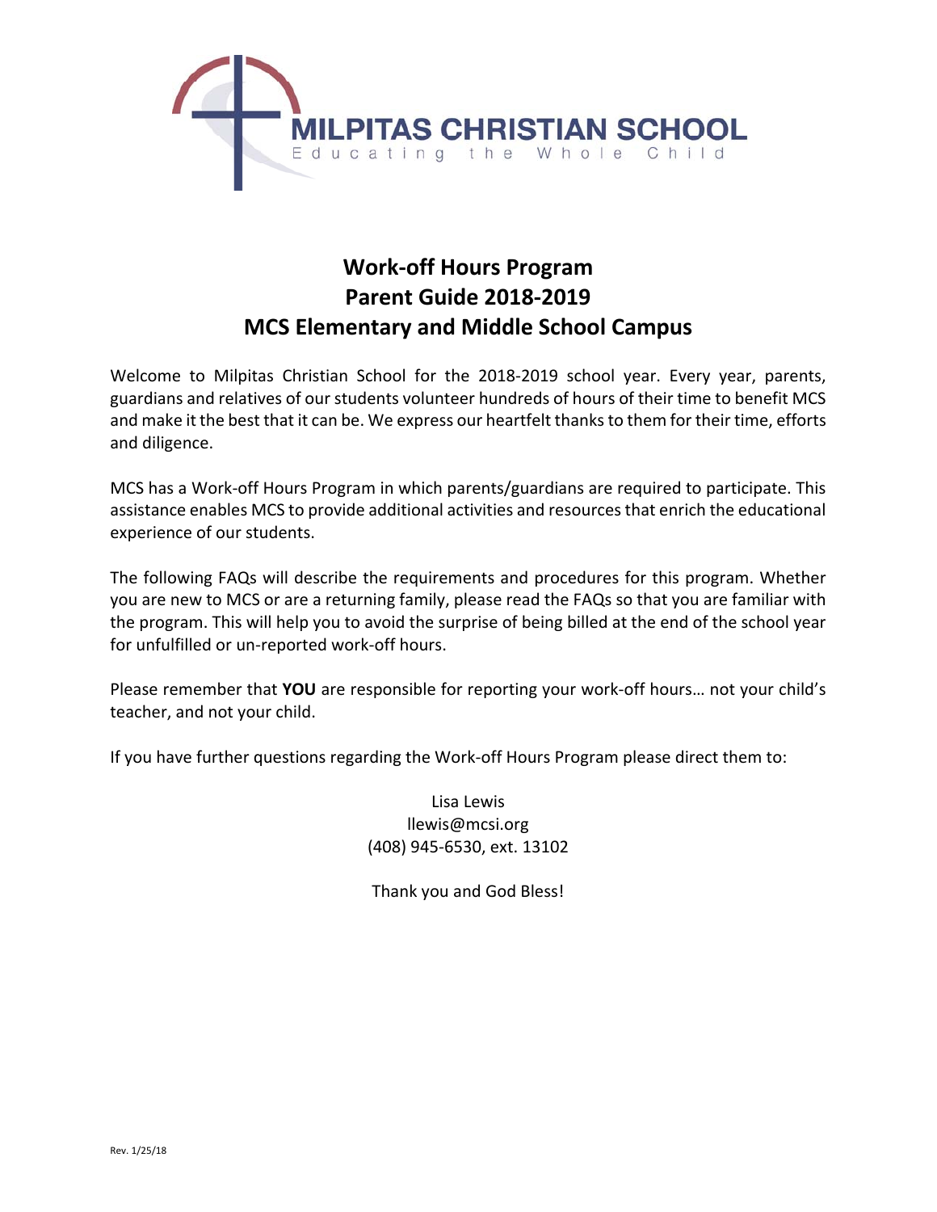MILPITAS CHRISTIAN SCHOOL

Educating the Whole Child

# Work-off Hours Program
# Parent Guide 2018-2019
# MCS Elementary and Middle School Campus

Welcome to Milpitas Christian School for the 2018-2019 school year. Every year, parents, guardians and relatives of our students volunteer hundreds of hours of their time to benefit MCS and make it the best that it can be. We express our heartfelt thanks to them for their time, efforts and diligence.

MCS has a Work-off Hours Program in which parents/guardians are required to participate. This assistance enables MCS to provide additional activities and resources that enrich the educational experience of our students.

The following FAQs will describe the requirements and procedures for this program. Whether you are new to MCS or are a returning family, please read the FAQs so that you are familiar with the program. This will help you to avoid the surprise of being billed at the end of the school year for unfulfilled or un-reported work-off hours.

Please remember that **YOU** are responsible for reporting your work-off hours… not your child's teacher, and not your child.

If you have further questions regarding the Work-off Hours Program please direct them to:

Lisa Lewis
llewis@mcsi.org
(408) 945-6530, ext. 13102

Thank you and God Bless!

Rev. 1/25/18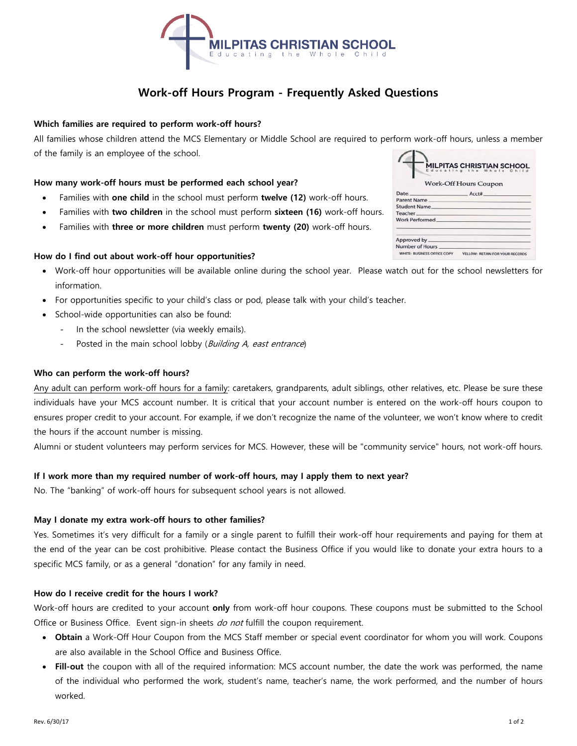# MILPITAS CHRISTIAN SCHOOL

Educating the Whole Child

## Work-off Hours Program - Frequently Asked Questions

**Which families are required to perform work-off hours?**

All families whose children attend the MCS Elementary or Middle School are required to perform work-off hours, unless a member of the family is an employee of the school.

**How many work-off hours must be performed each school year?**

- Families with **one child** in the school must perform **twelve (12)** work-off hours.
- Families with **two children** in the school must perform **sixteen (16)** work-off hours.
- Families with **three or more children** must perform **twenty (20)** work-off hours.

MILPITAS CHRISTIAN SCHOOL
Educating the Whole Child

Work-Off Hours Coupon

Date: ________ Acct# ________
Parent Name ________
Student Name ________
Teacher ________
Work Performed ________

Approved by ________
Number of Hours ________
WHITE: BUSINESS OFFICE COPY YELLOW: RETAIN FOR YOUR RECORDS

**How do I find out about work-off hour opportunities?**

- Work-off hour opportunities will be available online during the school year. Please watch out for the school newsletters for information.
- For opportunities specific to your child's class or pod, please talk with your child's teacher.
- School-wide opportunities can also be found:
  - In the school newsletter (via weekly emails).
  - Posted in the main school lobby (*Building A, east entrance*)

**Who can perform the work-off hours?**

Any adult can perform work-off hours for a family: caretakers, grandparents, adult siblings, other relatives, etc. Please be sure these individuals have your MCS account number. It is critical that your account number is entered on the work-off hours coupon to ensures proper credit to your account. For example, if we don't recognize the name of the volunteer, we won't know where to credit the hours if the account number is missing.

Alumni or student volunteers may perform services for MCS. However, these will be "community service" hours, not work-off hours.

**If I work more than my required number of work-off hours, may I apply them to next year?**

No. The "banking" of work-off hours for subsequent school years is not allowed.

**May I donate my extra work-off hours to other families?**

Yes. Sometimes it's very difficult for a family or a single parent to fulfill their work-off hour requirements and paying for them at the end of the year can be cost prohibitive. Please contact the Business Office if you would like to donate your extra hours to a specific MCS family, or as a general "donation" for any family in need.

**How do I receive credit for the hours I work?**

Work-off hours are credited to your account **only** from work-off hour coupons. These coupons must be submitted to the School Office or Business Office. Event sign-in sheets *do not* fulfill the coupon requirement.

- **Obtain** a Work-Off Hour Coupon from the MCS Staff member or special event coordinator for whom you will work. Coupons are also available in the School Office and Business Office.
- **Fill-out** the coupon with all of the required information: MCS account number, the date the work was performed, the name of the individual who performed the work, student's name, teacher's name, the work performed, and the number of hours worked.

Rev. 6/30/17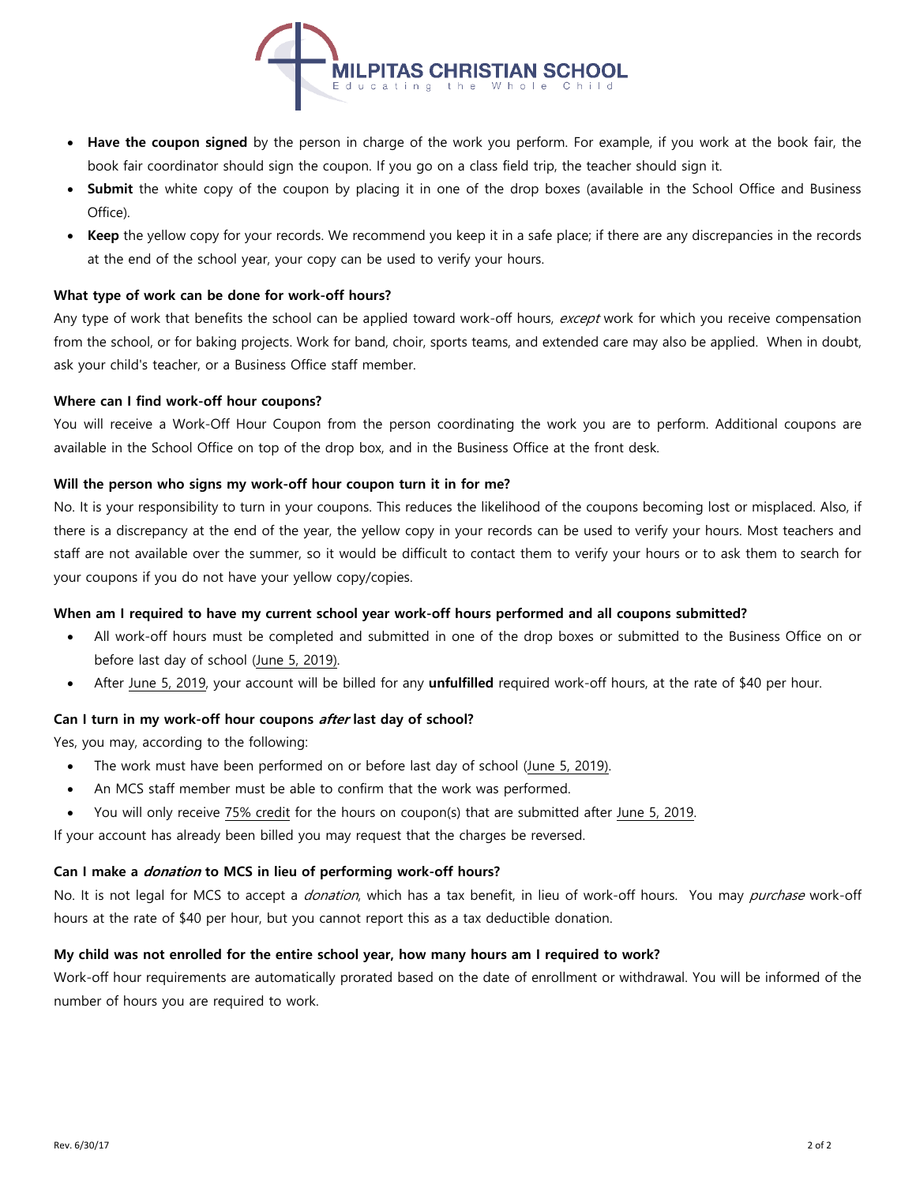- **Have the coupon signed** by the person in charge of the work you perform. For example, if you work at the book fair, the book fair coordinator should sign the coupon. If you go on a class field trip, the teacher should sign it.
- **Submit** the white copy of the coupon by placing it in one of the drop boxes (available in the School Office and Business Office).
- **Keep** the yellow copy for your records. We recommend you keep it in a safe place; if there are any discrepancies in the records at the end of the school year, your copy can be used to verify your hours.

**What type of work can be done for work-off hours?**

Any type of work that benefits the school can be applied toward work-off hours, *except* work for which you receive compensation from the school, or for baking projects. Work for band, choir, sports teams, and extended care may also be applied. When in doubt, ask your child's teacher, or a Business Office staff member.

**Where can I find work-off hour coupons?**

You will receive a Work-Off Hour Coupon from the person coordinating the work you are to perform. Additional coupons are available in the School Office on top of the drop box, and in the Business Office at the front desk.

**Will the person who signs my work-off hour coupon turn it in for me?**

No. It is your responsibility to turn in your coupons. This reduces the likelihood of the coupons becoming lost or misplaced. Also, if there is a discrepancy at the end of the year, the yellow copy in your records can be used to verify your hours. Most teachers and staff are not available over the summer, so it would be difficult to contact them to verify your hours or to ask them to search for your coupons if you do not have your yellow copy/copies.

**When am I required to have my current school year work-off hours performed and all coupons submitted?**

- All work-off hours must be completed and submitted in one of the drop boxes or submitted to the Business Office on or before last day of school (June 5, 2019).
- After June 5, 2019, your account will be billed for any **unfulfilled** required work-off hours, at the rate of $40 per hour.

**Can I turn in my work-off hour coupons *after* last day of school?**

Yes, you may, according to the following:

- The work must have been performed on or before last day of school (June 5, 2019).
- An MCS staff member must be able to confirm that the work was performed.
- You will only receive 75% credit for the hours on coupon(s) that are submitted after June 5, 2019.

If your account has already been billed you may request that the charges be reversed.

**Can I make a *donation* to MCS in lieu of performing work-off hours?**

No. It is not legal for MCS to accept a *donation*, which has a tax benefit, in lieu of work-off hours. You may *purchase* work-off hours at the rate of $40 per hour, but you cannot report this as a tax deductible donation.

**My child was not enrolled for the entire school year, how many hours am I required to work?**

Work-off hour requirements are automatically prorated based on the date of enrollment or withdrawal. You will be informed of the number of hours you are required to work.